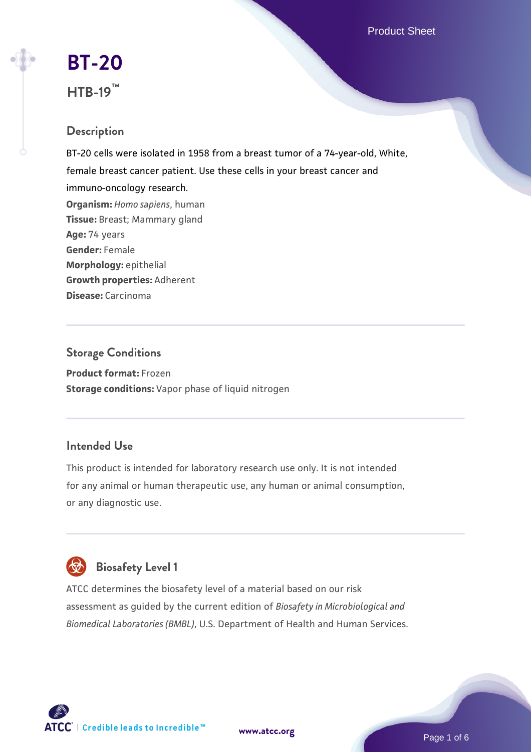# BT-20

## HTB-19™

### Description

BT-20 cells were isolated in 1958 from a breast tumor of a 74-year-old, White, female breast cancer patient. Use these cells in your breast cancer and immuno-oncology research.

**Organism:** *Homo sapiens*, human
**Tissue:** Breast; Mammary gland
**Age:** 74 years
**Gender:** Female
**Morphology:** epithelial
**Growth properties:** Adherent
**Disease:** Carcinoma

### Storage Conditions

**Product format:** Frozen
**Storage conditions:** Vapor phase of liquid nitrogen

### Intended Use

This product is intended for laboratory research use only. It is not intended for any animal or human therapeutic use, any human or animal consumption, or any diagnostic use.

### Biosafety Level 1

ATCC determines the biosafety level of a material based on our risk assessment as guided by the current edition of *Biosafety in Microbiological and Biomedical Laboratories (BMBL)*, U.S. Department of Health and Human Services.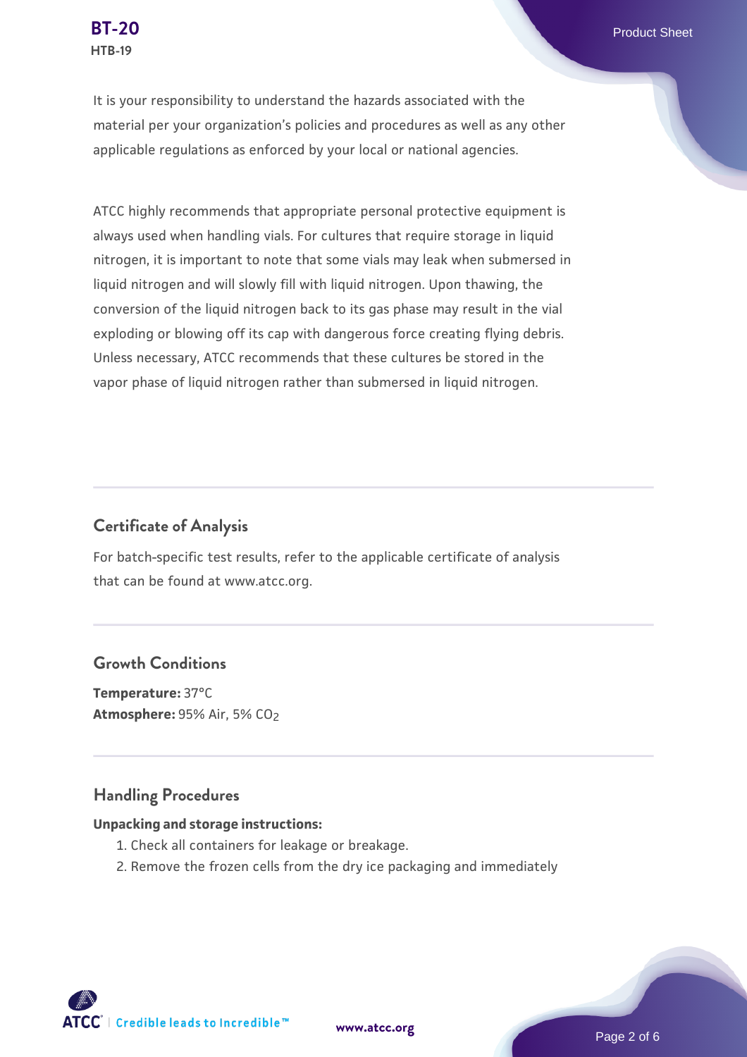It is your responsibility to understand the hazards associated with the material per your organization's policies and procedures as well as any other applicable regulations as enforced by your local or national agencies.

ATCC highly recommends that appropriate personal protective equipment is always used when handling vials. For cultures that require storage in liquid nitrogen, it is important to note that some vials may leak when submersed in liquid nitrogen and will slowly fill with liquid nitrogen. Upon thawing, the conversion of the liquid nitrogen back to its gas phase may result in the vial exploding or blowing off its cap with dangerous force creating flying debris. Unless necessary, ATCC recommends that these cultures be stored in the vapor phase of liquid nitrogen rather than submersed in liquid nitrogen.

## Certificate of Analysis

For batch-specific test results, refer to the applicable certificate of analysis that can be found at www.atcc.org.

## Growth Conditions

**Temperature:** 37°C
**Atmosphere:** 95% Air, 5% $CO_2$

## Handling Procedures

**Unpacking and storage instructions:**

1. Check all containers for leakage or breakage.
2. Remove the frozen cells from the dry ice packaging and immediately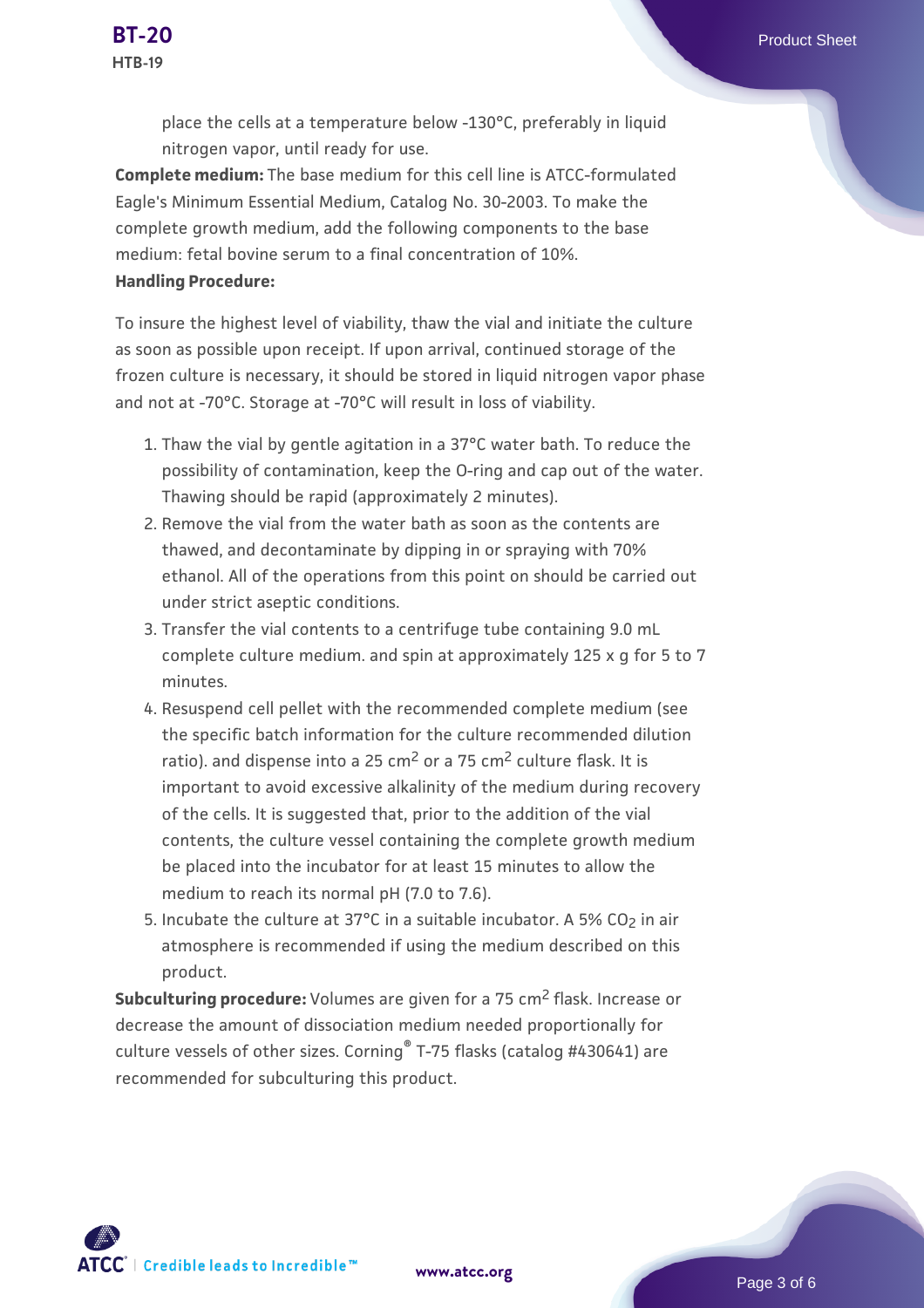place the cells at a temperature below -130°C, preferably in liquid nitrogen vapor, until ready for use.

**Complete medium:** The base medium for this cell line is ATCC-formulated Eagle's Minimum Essential Medium, Catalog No. 30-2003. To make the complete growth medium, add the following components to the base medium: fetal bovine serum to a final concentration of 10%.

**Handling Procedure:**

To insure the highest level of viability, thaw the vial and initiate the culture as soon as possible upon receipt. If upon arrival, continued storage of the frozen culture is necessary, it should be stored in liquid nitrogen vapor phase and not at -70°C. Storage at -70°C will result in loss of viability.

1. Thaw the vial by gentle agitation in a 37°C water bath. To reduce the possibility of contamination, keep the O-ring and cap out of the water. Thawing should be rapid (approximately 2 minutes).
2. Remove the vial from the water bath as soon as the contents are thawed, and decontaminate by dipping in or spraying with 70% ethanol. All of the operations from this point on should be carried out under strict aseptic conditions.
3. Transfer the vial contents to a centrifuge tube containing 9.0 mL complete culture medium. and spin at approximately 125 x g for 5 to 7 minutes.
4. Resuspend cell pellet with the recommended complete medium (see the specific batch information for the culture recommended dilution ratio). and dispense into a 25 $cm^2$ or a 75 $cm^2$ culture flask. It is important to avoid excessive alkalinity of the medium during recovery of the cells. It is suggested that, prior to the addition of the vial contents, the culture vessel containing the complete growth medium be placed into the incubator for at least 15 minutes to allow the medium to reach its normal pH (7.0 to 7.6).
5. Incubate the culture at 37°C in a suitable incubator. A 5% $CO_2$ in air atmosphere is recommended if using the medium described on this product.

**Subculturing procedure:** Volumes are given for a 75 $cm^2$ flask. Increase or decrease the amount of dissociation medium needed proportionally for culture vessels of other sizes. Corning® T-75 flasks (catalog #430641) are recommended for subculturing this product.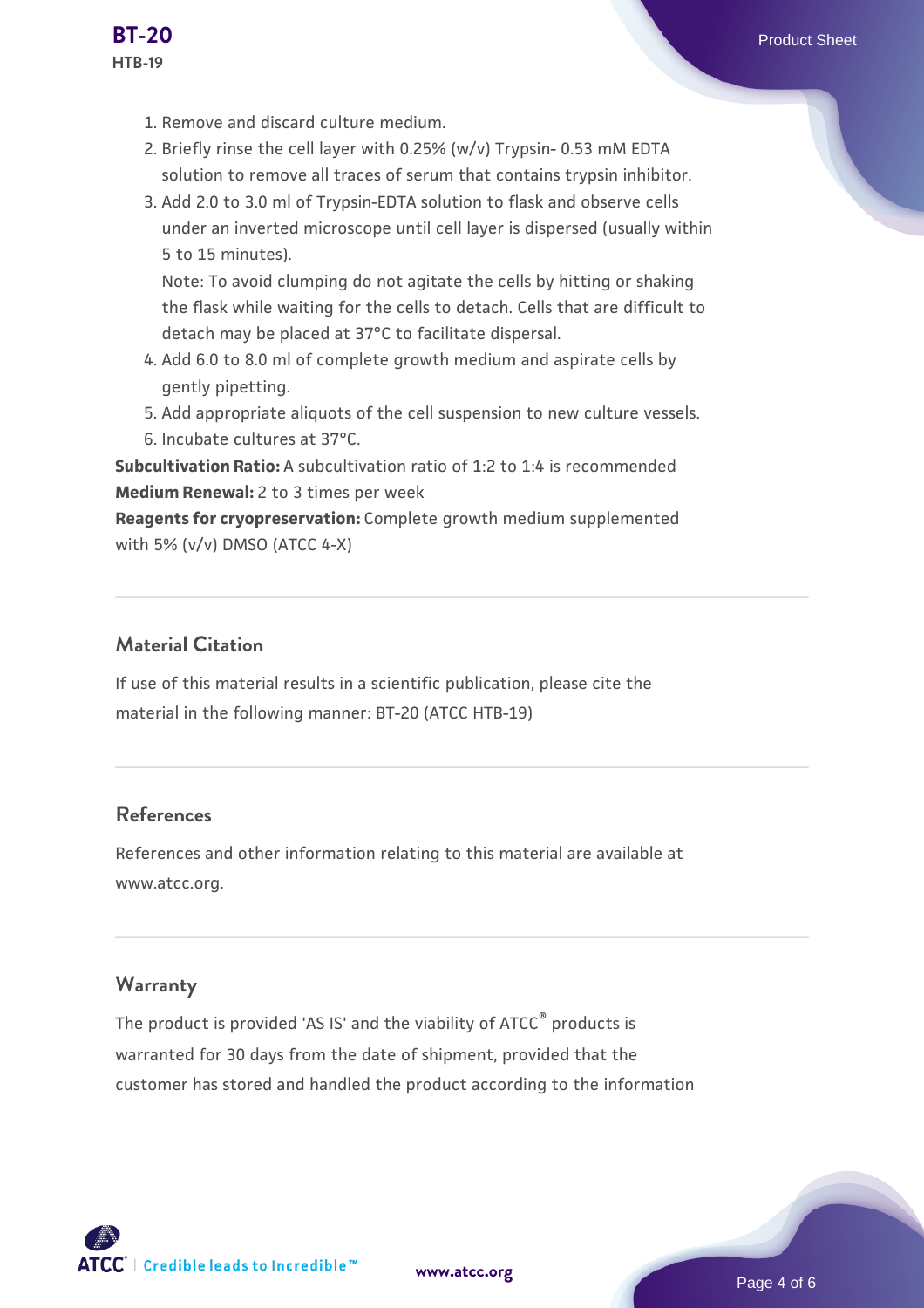1. Remove and discard culture medium.
2. Briefly rinse the cell layer with 0.25% (w/v) Trypsin- 0.53 mM EDTA solution to remove all traces of serum that contains trypsin inhibitor.
3. Add 2.0 to 3.0 ml of Trypsin-EDTA solution to flask and observe cells under an inverted microscope until cell layer is dispersed (usually within 5 to 15 minutes).
   Note: To avoid clumping do not agitate the cells by hitting or shaking the flask while waiting for the cells to detach. Cells that are difficult to detach may be placed at 37°C to facilitate dispersal.
4. Add 6.0 to 8.0 ml of complete growth medium and aspirate cells by gently pipetting.
5. Add appropriate aliquots of the cell suspension to new culture vessels.
6. Incubate cultures at 37°C.

**Subcultivation Ratio:** A subcultivation ratio of 1:2 to 1:4 is recommended
**Medium Renewal:** 2 to 3 times per week
**Reagents for cryopreservation:** Complete growth medium supplemented with 5% (v/v) DMSO (ATCC 4-X)

## Material Citation

If use of this material results in a scientific publication, please cite the material in the following manner: BT-20 (ATCC HTB-19)

## References

References and other information relating to this material are available at www.atcc.org.

## Warranty

The product is provided 'AS IS' and the viability of ATCC® products is warranted for 30 days from the date of shipment, provided that the customer has stored and handled the product according to the information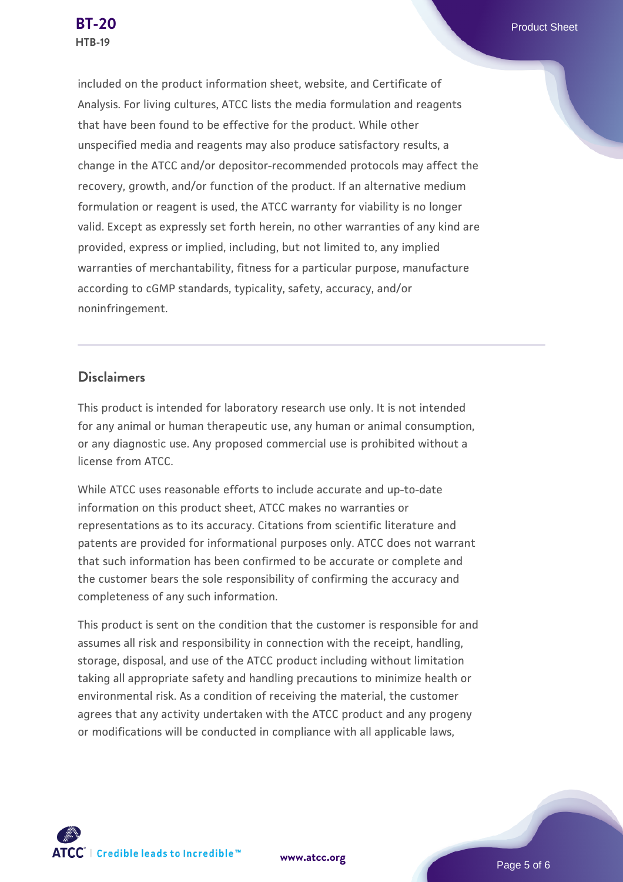included on the product information sheet, website, and Certificate of Analysis. For living cultures, ATCC lists the media formulation and reagents that have been found to be effective for the product. While other unspecified media and reagents may also produce satisfactory results, a change in the ATCC and/or depositor-recommended protocols may affect the recovery, growth, and/or function of the product. If an alternative medium formulation or reagent is used, the ATCC warranty for viability is no longer valid. Except as expressly set forth herein, no other warranties of any kind are provided, express or implied, including, but not limited to, any implied warranties of merchantability, fitness for a particular purpose, manufacture according to cGMP standards, typicality, safety, accuracy, and/or noninfringement.

## Disclaimers

This product is intended for laboratory research use only. It is not intended for any animal or human therapeutic use, any human or animal consumption, or any diagnostic use. Any proposed commercial use is prohibited without a license from ATCC.

While ATCC uses reasonable efforts to include accurate and up-to-date information on this product sheet, ATCC makes no warranties or representations as to its accuracy. Citations from scientific literature and patents are provided for informational purposes only. ATCC does not warrant that such information has been confirmed to be accurate or complete and the customer bears the sole responsibility of confirming the accuracy and completeness of any such information.

This product is sent on the condition that the customer is responsible for and assumes all risk and responsibility in connection with the receipt, handling, storage, disposal, and use of the ATCC product including without limitation taking all appropriate safety and handling precautions to minimize health or environmental risk. As a condition of receiving the material, the customer agrees that any activity undertaken with the ATCC product and any progeny or modifications will be conducted in compliance with all applicable laws,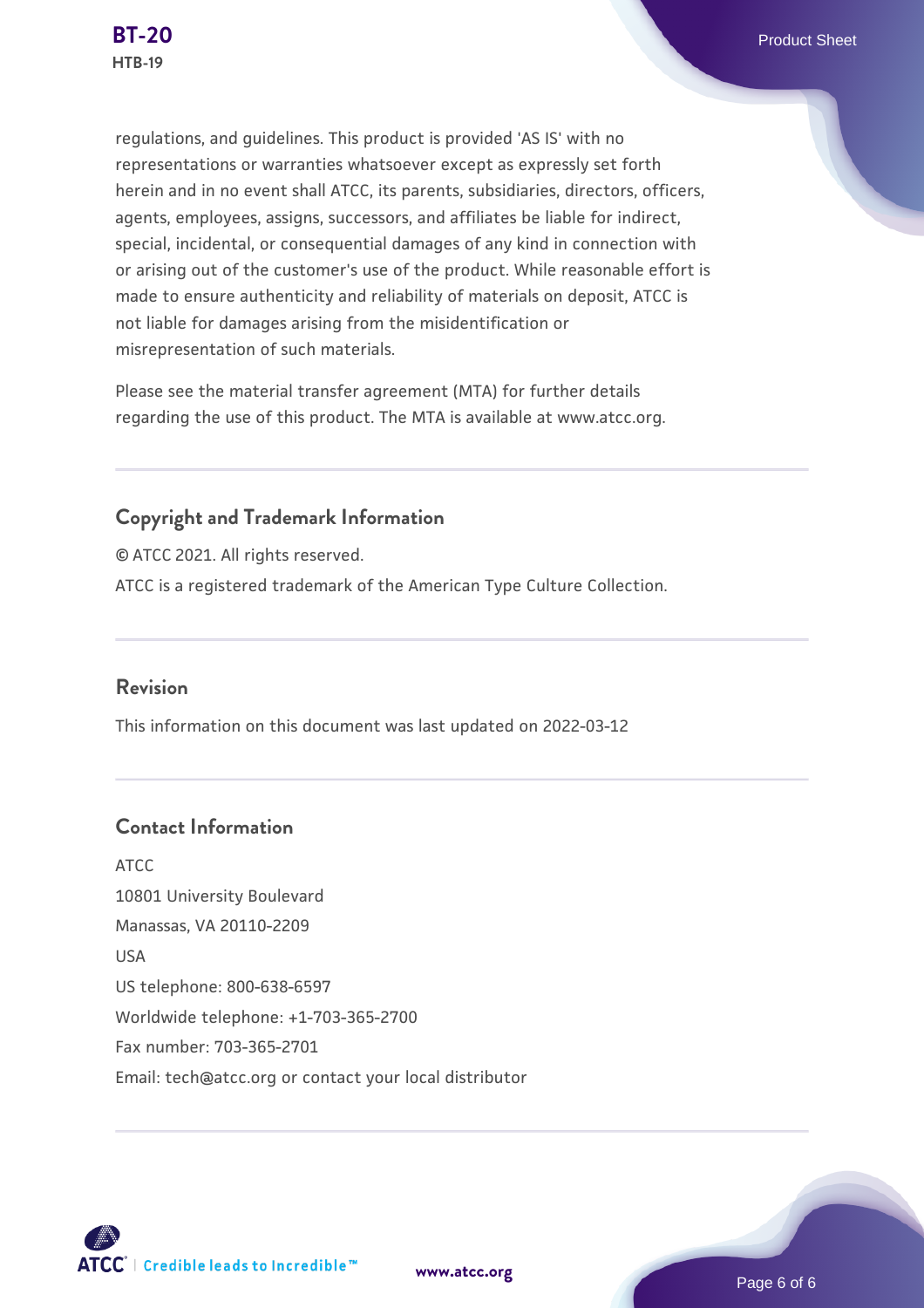regulations, and guidelines. This product is provided 'AS IS' with no representations or warranties whatsoever except as expressly set forth herein and in no event shall ATCC, its parents, subsidiaries, directors, officers, agents, employees, assigns, successors, and affiliates be liable for indirect, special, incidental, or consequential damages of any kind in connection with or arising out of the customer's use of the product. While reasonable effort is made to ensure authenticity and reliability of materials on deposit, ATCC is not liable for damages arising from the misidentification or misrepresentation of such materials.

Please see the material transfer agreement (MTA) for further details regarding the use of this product. The MTA is available at www.atcc.org.

## Copyright and Trademark Information

© ATCC 2021. All rights reserved.

ATCC is a registered trademark of the American Type Culture Collection.

## Revision

This information on this document was last updated on 2022-03-12

## Contact Information

ATCC
10801 University Boulevard
Manassas, VA 20110-2209
USA
US telephone: 800-638-6597
Worldwide telephone: +1-703-365-2700
Fax number: 703-365-2701
Email: tech@atcc.org or contact your local distributor